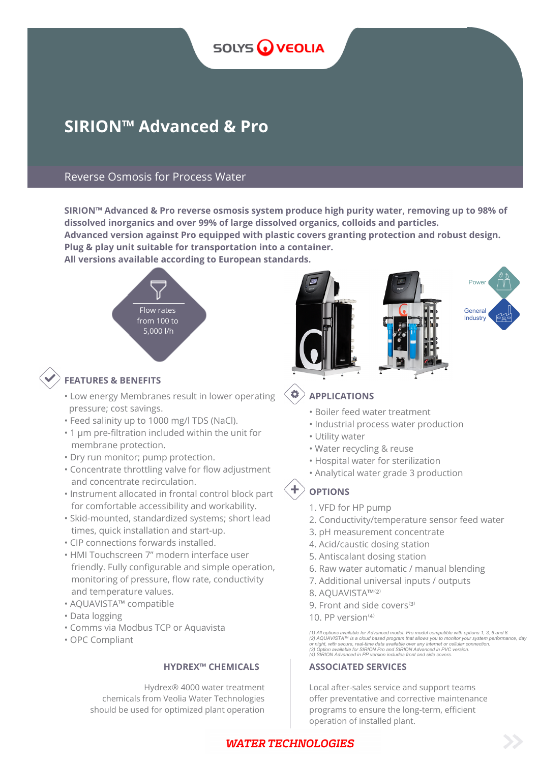# SIRION™ Advanced & Pro

## Reverse Osmosis for Process Water

**SIRION™ Advanced & Pro reverse osmosis system produce high purity water, removing up to 98% of dissolved inorganics and over 99% of large dissolved organics, colloids and particles.**
**Advanced version against Pro equipped with plastic covers granting protection and robust design.**
**Plug & play unit suitable for transportation into a container.**
**All versions available according to European standards.**

Flow rates from 100 to 5,000 l/h

Power

General Industry

### FEATURES & BENEFITS

- Low energy Membranes result in lower operating pressure; cost savings.
- Feed salinity up to 1000 mg/l TDS (NaCl).
- 1 µm pre-filtration included within the unit for membrane protection.
- Dry run monitor; pump protection.
- Concentrate throttling valve for flow adjustment and concentrate recirculation.
- Instrument allocated in frontal control block part for comfortable accessibility and workability.
- Skid-mounted, standardized systems; short lead times, quick installation and start-up.
- CIP connections forwards installed.
- HMI Touchscreen 7" modern interface user friendly. Fully configurable and simple operation, monitoring of pressure, flow rate, conductivity and temperature values.
- AQUAVISTA™ compatible
- Data logging
- Comms via Modbus TCP or Aquavista
- OPC Compliant

### APPLICATIONS

- Boiler feed water treatment
- Industrial process water production
- Utility water
- Water recycling & reuse
- Hospital water for sterilization
- Analytical water grade 3 production

### OPTIONS

1. VFD for HP pump
2. Conductivity/temperature sensor feed water
3. pH measurement concentrate
4. Acid/caustic dosing station
5. Antiscalant dosing station
6. Raw water automatic / manual blending
7. Additional universal inputs / outputs
8. AQUAVISTA™[(2)]
9. Front and side covers[(3)]
10. PP version[(4)]

*(1) All options available for Advanced model. Pro model compatible with options 1, 3, 6 and 8.*
*(2) AQUAVISTA™ is a cloud based program that allows you to monitor your system performance, day or night, with secure, real-time data available over any internet or cellular connection.*
*(3) Option available for SIRION Pro and SIRION Advanced in PVC version.*
*(4) SIRION Advanced in PP version includes front and side covers.*

### HYDREX™ CHEMICALS

Hydrex® 4000 water treatment chemicals from Veolia Water Technologies should be used for optimized plant operation

### ASSOCIATED SERVICES

Local after-sales service and support teams offer preventative and corrective maintenance programs to ensure the long-term, efficient operation of installed plant.

**WATER TECHNOLOGIES**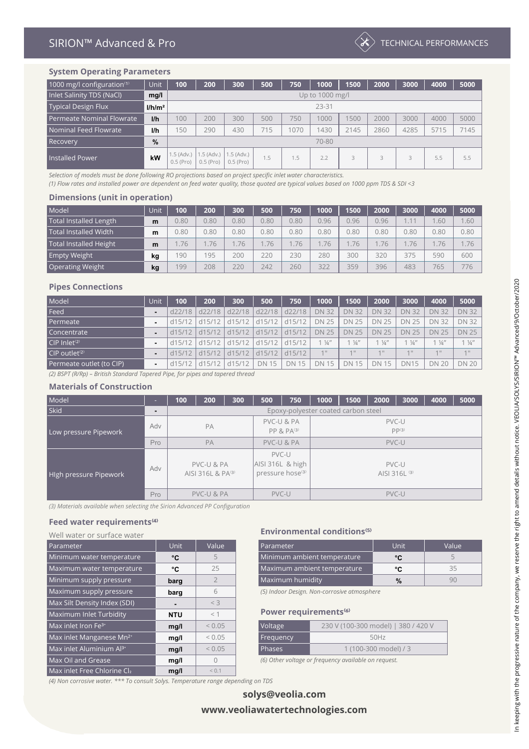# SIRION™ Advanced & Pro

TECHNICAL PERFORMANCES

## System Operating Parameters

| 1000 mg/l configuration[1] | Unit | 100 | 200 | 300 | 500 | 750 | 1000 | 1500 | 2000 | 3000 | 4000 | 5000 |
|---|---|---|---|---|---|---|---|---|---|---|---|---|
| Inlet Salinity TDS (NaCl) | mg/l | Up to 1000 mg/l | | | | | | | | | | |
| Typical Design Flux | l/h/m² | 23-31 | | | | | | | | | | |
| Permeate Nominal Flowrate | l/h | 100 | 200 | 300 | 500 | 750 | 1000 | 1500 | 2000 | 3000 | 4000 | 5000 |
| Nominal Feed Flowrate | l/h | 150 | 290 | 430 | 715 | 1070 | 1430 | 2145 | 2860 | 4285 | 5715 | 7145 |
| Recovery | % | 70-80 | | | | | | | | | | |
| Installed Power | kW | 1.5 (Adv.) 0.5 (Pro) | 1.5 (Adv.) 0.5 (Pro) | 1.5 (Adv.) 0.5 (Pro) | 1.5 | 1.5 | 2.2 | 3 | 3 | 3 | 5.5 | 5.5 |

*Selection of models must be done following RO projections based on project specific inlet water characteristics.*
*(1) Flow rates and installed power are dependent on feed water quality, those quoted are typical values based on 1000 ppm TDS & SDI <3*

## Dimensions (unit in operation)

| Model | Unit | 100 | 200 | 300 | 500 | 750 | 1000 | 1500 | 2000 | 3000 | 4000 | 5000 |
|---|---|---|---|---|---|---|---|---|---|---|---|---|
| Total Installed Length | m | 0.80 | 0.80 | 0.80 | 0.80 | 0.80 | 0.96 | 0.96 | 0.96 | 1.11 | 1.60 | 1.60 |
| Total Installed Width | m | 0.80 | 0.80 | 0.80 | 0.80 | 0.80 | 0.80 | 0.80 | 0.80 | 0.80 | 0.80 | 0.80 |
| Total Installed Height | m | 1.76 | 1.76 | 1.76 | 1.76 | 1.76 | 1.76 | 1.76 | 1.76 | 1.76 | 1.76 | 1.76 |
| Empty Weight | kg | 190 | 195 | 200 | 220 | 230 | 280 | 300 | 320 | 375 | 590 | 600 |
| Operating Weight | kg | 199 | 208 | 220 | 242 | 260 | 322 | 359 | 396 | 483 | 765 | 776 |

## Pipes Connections

| Model | Unit | 100 | 200 | 300 | 500 | 750 | 1000 | 1500 | 2000 | 3000 | 4000 | 5000 |
|---|---|---|---|---|---|---|---|---|---|---|---|---|
| Feed | - | d22/18 | d22/18 | d22/18 | d22/18 | d22/18 | DN 32 | DN 32 | DN 32 | DN 32 | DN 32 | DN 32 |
| Permeate | - | d15/12 | d15/12 | d15/12 | d15/12 | d15/12 | DN 25 | DN 25 | DN 25 | DN 25 | DN 32 | DN 32 |
| Concentrate | - | d15/12 | d15/12 | d15/12 | d15/12 | d15/12 | DN 25 | DN 25 | DN 25 | DN 25 | DN 25 | DN 25 |
| CIP Inlet[2] | - | d15/12 | d15/12 | d15/12 | d15/12 | d15/12 | 1 ¼" | 1 ¼" | 1 ¼" | 1 ¼" | 1 ¼" | 1 ¼" |
| CIP outlet[2] | - | d15/12 | d15/12 | d15/12 | d15/12 | d15/12 | 1" | 1" | 1" | 1" | 1" | 1" |
| Permeate outlet (to CIP) | - | d15/12 | d15/12 | d15/12 | DN 15 | DN 15 | DN 15 | DN 15 | DN 15 | DN15 | DN 20 | DN 20 |

*(2) BSPT (R/Rp) – British Standard Tapered Pipe, for pipes and tapered thread*

## Materials of Construction

| Model | - | 100 | 200 | 300 | 500 | 750 | 1000 | 1500 | 2000 | 3000 | 4000 | 5000 |
|---|---|---|---|---|---|---|---|---|---|---|---|---|
| Skid | - | Epoxy-polyester coated carbon steel | | | | | | | | | | |
| Low pressure Pipework | Adv | PA | | | PVC-U & PA PP & PA[3] | | PVC-U PP[3] | | | | | |
| | Pro | PA | | | PVC-U & PA | | PVC-U | | | | | |
| High pressure Pipework | Adv | PVC-U & PA AISI 316L & PA[3] | | | PVC-U AISI 316L & high pressure hose[3] | | PVC-U AISI 316L [3] | | | | | |
| | Pro | PVC-U & PA | | | PVC-U | | PVC-U | | | | | |

*(3) Materials available when selecting the Sirion Advanced PP Configuration*

## Feed water requirements[4]

Well water or surface water

| Parameter | Unit | Value |
|---|---|---|
| Minimum water temperature | °C | 5 |
| Maximum water temperature | °C | 25 |
| Minimum supply pressure | barg | 2 |
| Maximum supply pressure | barg | 6 |
| Max Silt Density Index (SDI) | - | < 3 |
| Maximum Inlet Turbidity | NTU | < 1 |
| Max inlet Iron $Fe^{3+}$ | mg/l | < 0.05 |
| Max inlet Manganese $Mn^{2+}$ | mg/l | < 0.05 |
| Max inlet Aluminium $Al^{3+}$ | mg/l | < 0.05 |
| Max Oil and Grease | mg/l | 0 |
| Max inlet Free Chlorine $Cl_2$ | mg/l | < 0.1 |

*(4) Non corrosive water. \*\*\* To consult Solys. Temperature range depending on TDS*

## Environmental conditions[5]

| Parameter | Unit | Value |
|---|---|---|
| Minimum ambient temperature | °C | 5 |
| Maximum ambient temperature | °C | 35 |
| Maximum humidity | % | 90 |

*(5) Indoor Design. Non-corrosive atmosphere*

## Power requirements[6]

| | |
|---|---|
| Voltage | 230 V (100-300 model) \| 380 / 420 V |
| Frequency | 50Hz |
| Phases | 1 (100-300 model) / 3 |

*(6) Other voltage or frequency available on request.*

**solys@veolia.com**

**www.veoliawatertechnologies.com**

In keeping with the progressive nature of the company, we reserve the right to amend details without notice. VEOLIA/SOLYS/SIRION™ Advanced/9/October/2020